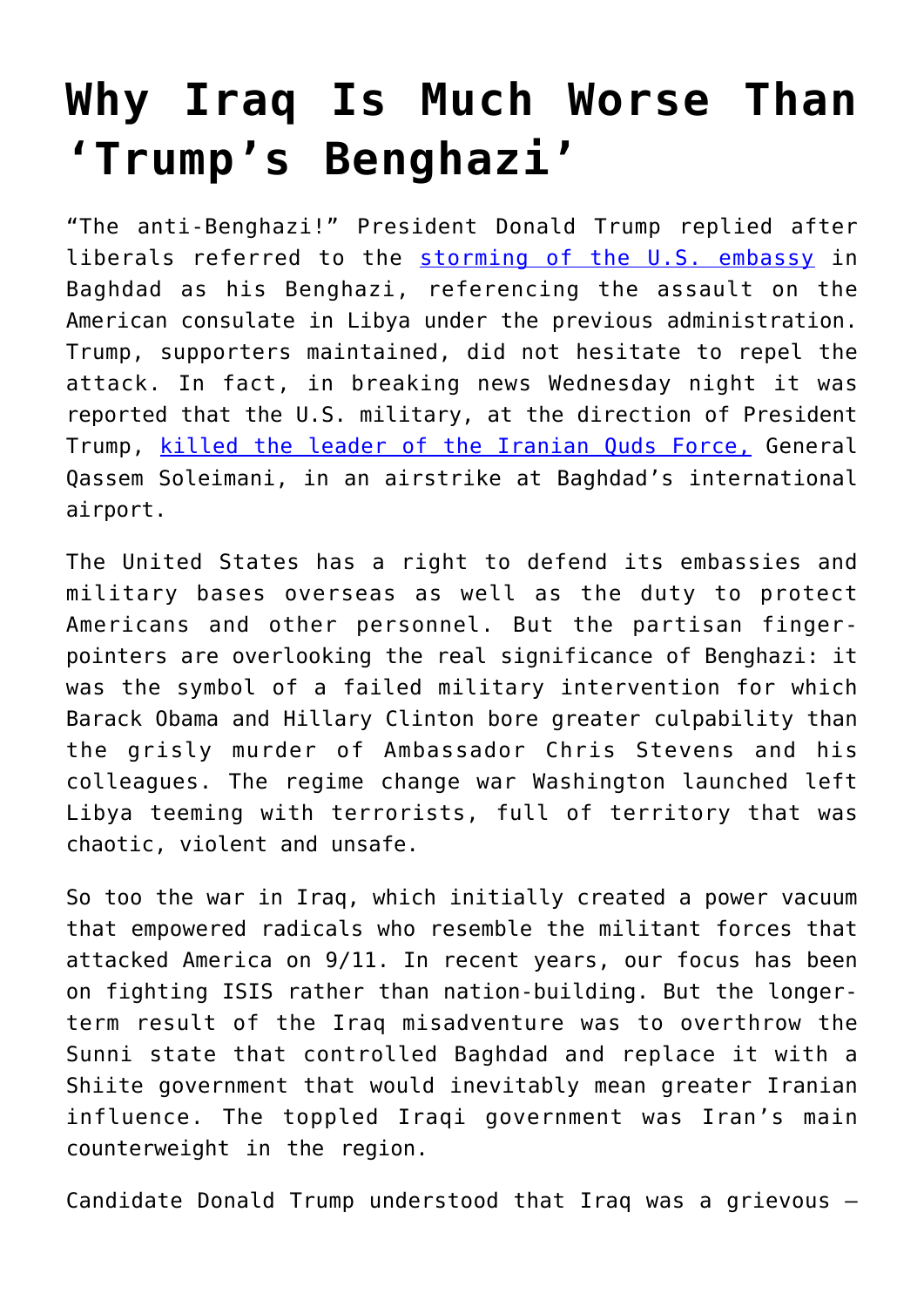# Why Iraq Is Much Worse Than 'Trump's Benghazi'

"The anti-Benghazi!" President Donald Trump replied after liberals referred to the storming of the U.S. embassy in Baghdad as his Benghazi, referencing the assault on the American consulate in Libya under the previous administration. Trump, supporters maintained, did not hesitate to repel the attack. In fact, in breaking news Wednesday night it was reported that the U.S. military, at the direction of President Trump, killed the leader of the Iranian Quds Force, General Qassem Soleimani, in an airstrike at Baghdad's international airport.

The United States has a right to defend its embassies and military bases overseas as well as the duty to protect Americans and other personnel. But the partisan finger-pointers are overlooking the real significance of Benghazi: it was the symbol of a failed military intervention for which Barack Obama and Hillary Clinton bore greater culpability than the grisly murder of Ambassador Chris Stevens and his colleagues. The regime change war Washington launched left Libya teeming with terrorists, full of territory that was chaotic, violent and unsafe.

So too the war in Iraq, which initially created a power vacuum that empowered radicals who resemble the militant forces that attacked America on 9/11. In recent years, our focus has been on fighting ISIS rather than nation-building. But the longer-term result of the Iraq misadventure was to overthrow the Sunni state that controlled Baghdad and replace it with a Shiite government that would inevitably mean greater Iranian influence. The toppled Iraqi government was Iran's main counterweight in the region.

Candidate Donald Trump understood that Iraq was a grievous –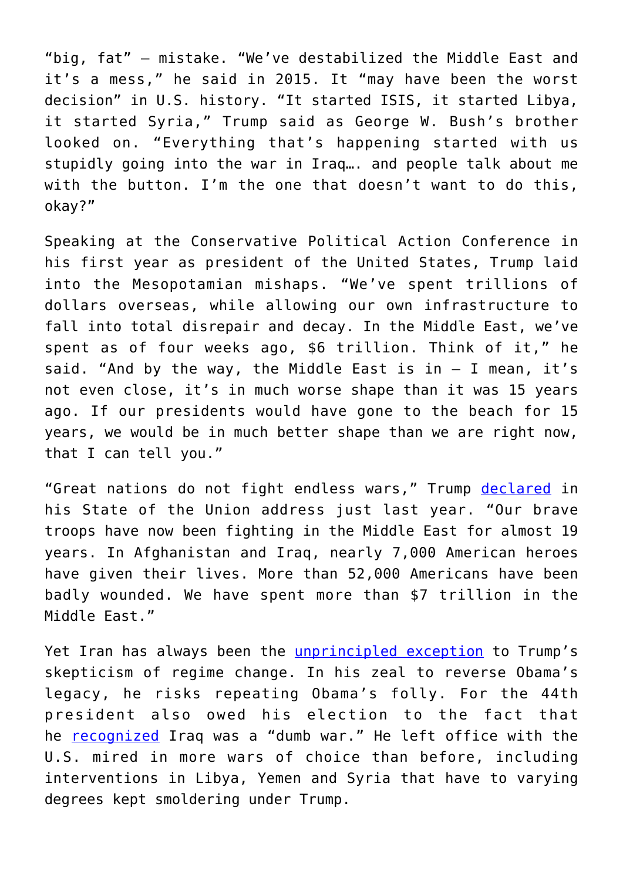“big, fat” — mistake. “We’ve destabilized the Middle East and it’s a mess,” he said in 2015. It “may have been the worst decision” in U.S. history. “It started ISIS, it started Libya, it started Syria,” Trump said as George W. Bush’s brother looked on. “Everything that’s happening started with us stupidly going into the war in Iraq…. and people talk about me with the button. I’m the one that doesn’t want to do this, okay?”

Speaking at the Conservative Political Action Conference in his first year as president of the United States, Trump laid into the Mesopotamian mishaps. “We’ve spent trillions of dollars overseas, while allowing our own infrastructure to fall into total disrepair and decay. In the Middle East, we’ve spent as of four weeks ago, $6 trillion. Think of it,” he said. “And by the way, the Middle East is in — I mean, it’s not even close, it’s in much worse shape than it was 15 years ago. If our presidents would have gone to the beach for 15 years, we would be in much better shape than we are right now, that I can tell you.”

“Great nations do not fight endless wars,” Trump declared in his State of the Union address just last year. “Our brave troops have now been fighting in the Middle East for almost 19 years. In Afghanistan and Iraq, nearly 7,000 American heroes have given their lives. More than 52,000 Americans have been badly wounded. We have spent more than $7 trillion in the Middle East.”

Yet Iran has always been the unprincipled exception to Trump’s skepticism of regime change. In his zeal to reverse Obama’s legacy, he risks repeating Obama’s folly. For the 44th president also owed his election to the fact that he recognized Iraq was a “dumb war.” He left office with the U.S. mired in more wars of choice than before, including interventions in Libya, Yemen and Syria that have to varying degrees kept smoldering under Trump.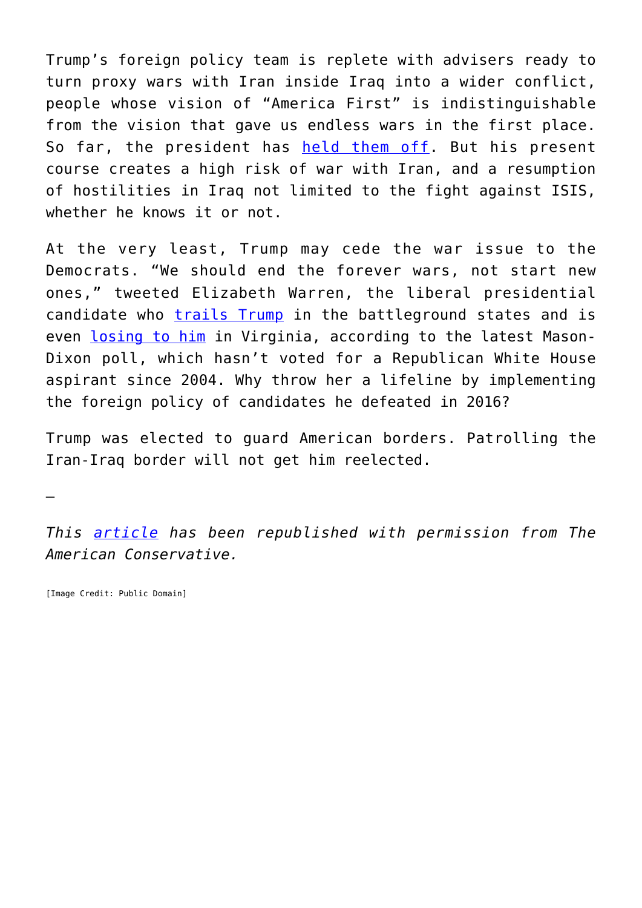Trump's foreign policy team is replete with advisers ready to turn proxy wars with Iran inside Iraq into a wider conflict, people whose vision of "America First" is indistinguishable from the vision that gave us endless wars in the first place. So far, the president has held them off. But his present course creates a high risk of war with Iran, and a resumption of hostilities in Iraq not limited to the fight against ISIS, whether he knows it or not.

At the very least, Trump may cede the war issue to the Democrats. "We should end the forever wars, not start new ones," tweeted Elizabeth Warren, the liberal presidential candidate who trails Trump in the battleground states and is even losing to him in Virginia, according to the latest Mason-Dixon poll, which hasn't voted for a Republican White House aspirant since 2004. Why throw her a lifeline by implementing the foreign policy of candidates he defeated in 2016?

Trump was elected to guard American borders. Patrolling the Iran-Iraq border will not get him reelected.

—

*This article has been republished with permission from The American Conservative.*

[Image Credit: Public Domain]